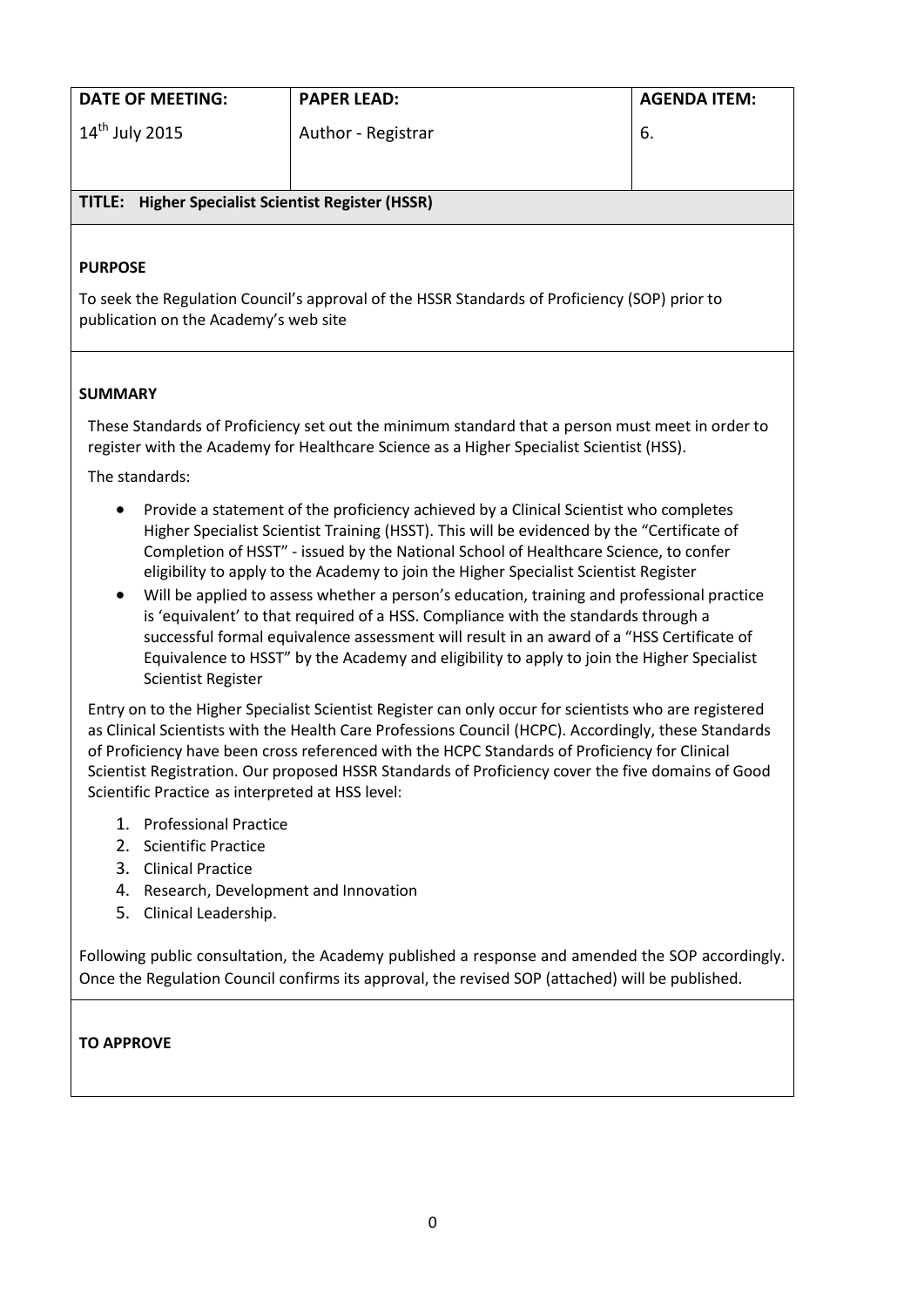| DATE OF MEETING: | PAPER LEAD: | AGENDA ITEM: |
|---|---|---|
| 14th July 2015 | Author - Registrar | 6. |

**TITLE: Higher Specialist Scientist Register (HSSR)**

**PURPOSE**

To seek the Regulation Council's approval of the HSSR Standards of Proficiency (SOP) prior to publication on the Academy's web site

**SUMMARY**

These Standards of Proficiency set out the minimum standard that a person must meet in order to register with the Academy for Healthcare Science as a Higher Specialist Scientist (HSS).

The standards:

- Provide a statement of the proficiency achieved by a Clinical Scientist who completes Higher Specialist Scientist Training (HSST). This will be evidenced by the "Certificate of Completion of HSST" - issued by the National School of Healthcare Science, to confer eligibility to apply to the Academy to join the Higher Specialist Scientist Register
- Will be applied to assess whether a person's education, training and professional practice is 'equivalent' to that required of a HSS. Compliance with the standards through a successful formal equivalence assessment will result in an award of a "HSS Certificate of Equivalence to HSST" by the Academy and eligibility to apply to join the Higher Specialist Scientist Register

Entry on to the Higher Specialist Scientist Register can only occur for scientists who are registered as Clinical Scientists with the Health Care Professions Council (HCPC). Accordingly, these Standards of Proficiency have been cross referenced with the HCPC Standards of Proficiency for Clinical Scientist Registration. Our proposed HSSR Standards of Proficiency cover the five domains of Good Scientific Practice as interpreted at HSS level:

1. Professional Practice
2. Scientific Practice
3. Clinical Practice
4. Research, Development and Innovation
5. Clinical Leadership.

Following public consultation, the Academy published a response and amended the SOP accordingly. Once the Regulation Council confirms its approval, the revised SOP (attached) will be published.

**TO APPROVE**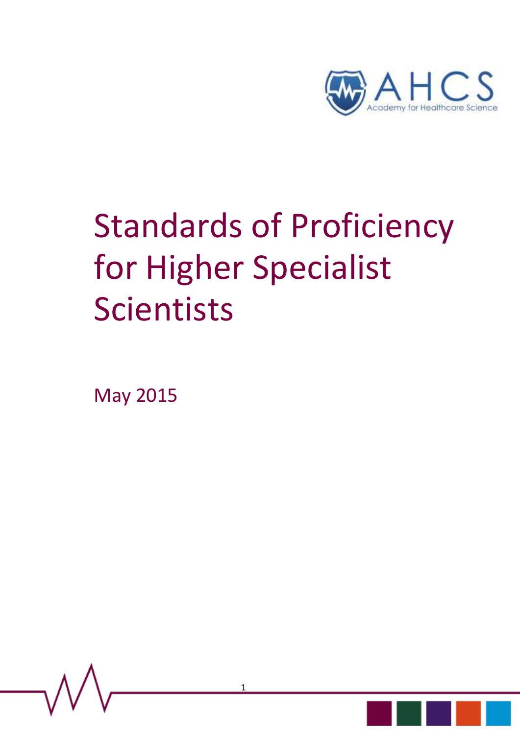# Standards of Proficiency for Higher Specialist Scientists

May 2015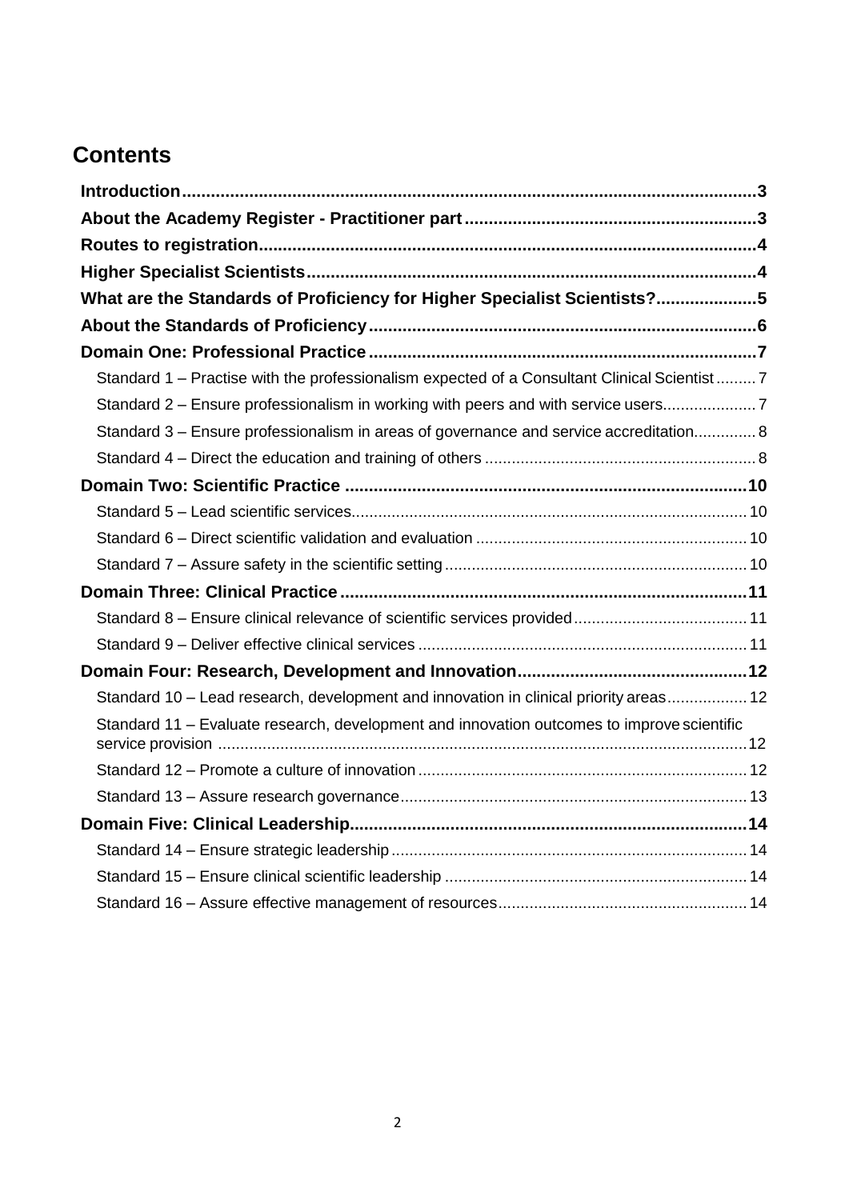# Contents

**Introduction** ..... 3

**About the Academy Register - Practitioner part** ..... 3

**Routes to registration** ..... 4

**Higher Specialist Scientists** ..... 4

**What are the Standards of Proficiency for Higher Specialist Scientists?** ..... 5

**About the Standards of Proficiency** ..... 6

**Domain One: Professional Practice** ..... 7

- Standard 1 – Practise with the professionalism expected of a Consultant Clinical Scientist ..... 7
- Standard 2 – Ensure professionalism in working with peers and with service users ..... 7
- Standard 3 – Ensure professionalism in areas of governance and service accreditation ..... 8
- Standard 4 – Direct the education and training of others ..... 8

**Domain Two: Scientific Practice** ..... 10

- Standard 5 – Lead scientific services ..... 10
- Standard 6 – Direct scientific validation and evaluation ..... 10
- Standard 7 – Assure safety in the scientific setting ..... 10

**Domain Three: Clinical Practice** ..... 11

- Standard 8 – Ensure clinical relevance of scientific services provided ..... 11
- Standard 9 – Deliver effective clinical services ..... 11

**Domain Four: Research, Development and Innovation** ..... 12

- Standard 10 – Lead research, development and innovation in clinical priority areas ..... 12
- Standard 11 – Evaluate research, development and innovation outcomes to improve scientific service provision ..... 12
- Standard 12 – Promote a culture of innovation ..... 12
- Standard 13 – Assure research governance ..... 13

**Domain Five: Clinical Leadership** ..... 14

- Standard 14 – Ensure strategic leadership ..... 14
- Standard 15 – Ensure clinical scientific leadership ..... 14
- Standard 16 – Assure effective management of resources ..... 14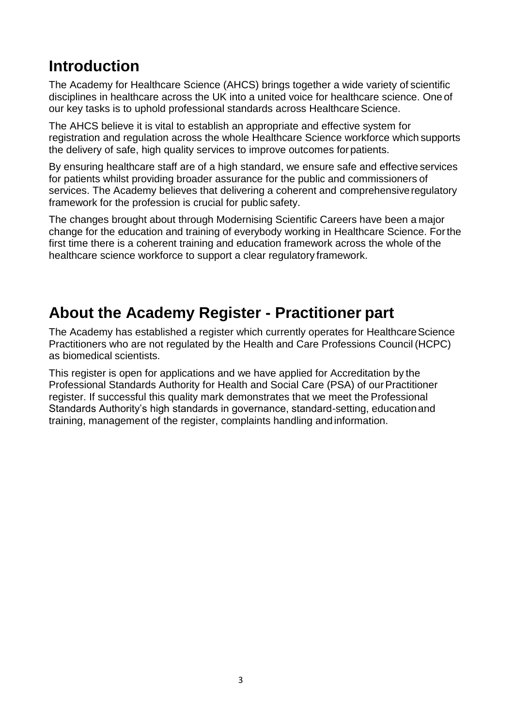## Introduction

The Academy for Healthcare Science (AHCS) brings together a wide variety of scientific disciplines in healthcare across the UK into a united voice for healthcare science. One of our key tasks is to uphold professional standards across Healthcare Science.

The AHCS believe it is vital to establish an appropriate and effective system for registration and regulation across the whole Healthcare Science workforce which supports the delivery of safe, high quality services to improve outcomes for patients.

By ensuring healthcare staff are of a high standard, we ensure safe and effective services for patients whilst providing broader assurance for the public and commissioners of services. The Academy believes that delivering a coherent and comprehensive regulatory framework for the profession is crucial for public safety.

The changes brought about through Modernising Scientific Careers have been a major change for the education and training of everybody working in Healthcare Science. For the first time there is a coherent training and education framework across the whole of the healthcare science workforce to support a clear regulatory framework.

## About the Academy Register - Practitioner part

The Academy has established a register which currently operates for Healthcare Science Practitioners who are not regulated by the Health and Care Professions Council (HCPC) as biomedical scientists.

This register is open for applications and we have applied for Accreditation by the Professional Standards Authority for Health and Social Care (PSA) of our Practitioner register. If successful this quality mark demonstrates that we meet the Professional Standards Authority's high standards in governance, standard-setting, education and training, management of the register, complaints handling and information.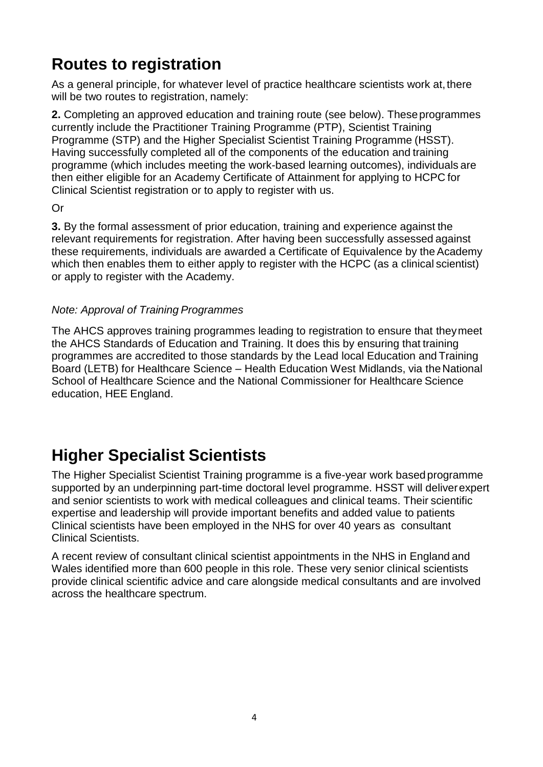## Routes to registration

As a general principle, for whatever level of practice healthcare scientists work at, there will be two routes to registration, namely:

**2.** Completing an approved education and training route (see below). These programmes currently include the Practitioner Training Programme (PTP), Scientist Training Programme (STP) and the Higher Specialist Scientist Training Programme (HSST). Having successfully completed all of the components of the education and training programme (which includes meeting the work-based learning outcomes), individuals are then either eligible for an Academy Certificate of Attainment for applying to HCPC for Clinical Scientist registration or to apply to register with us.

Or

**3.** By the formal assessment of prior education, training and experience against the relevant requirements for registration. After having been successfully assessed against these requirements, individuals are awarded a Certificate of Equivalence by the Academy which then enables them to either apply to register with the HCPC (as a clinical scientist) or apply to register with the Academy.

*Note: Approval of Training Programmes*

The AHCS approves training programmes leading to registration to ensure that they meet the AHCS Standards of Education and Training. It does this by ensuring that training programmes are accredited to those standards by the Lead local Education and Training Board (LETB) for Healthcare Science – Health Education West Midlands, via the National School of Healthcare Science and the National Commissioner for Healthcare Science education, HEE England.

## Higher Specialist Scientists

The Higher Specialist Scientist Training programme is a five-year work based programme supported by an underpinning part-time doctoral level programme. HSST will deliver expert and senior scientists to work with medical colleagues and clinical teams. Their scientific expertise and leadership will provide important benefits and added value to patients Clinical scientists have been employed in the NHS for over 40 years as consultant Clinical Scientists.

A recent review of consultant clinical scientist appointments in the NHS in England and Wales identified more than 600 people in this role. These very senior clinical scientists provide clinical scientific advice and care alongside medical consultants and are involved across the healthcare spectrum.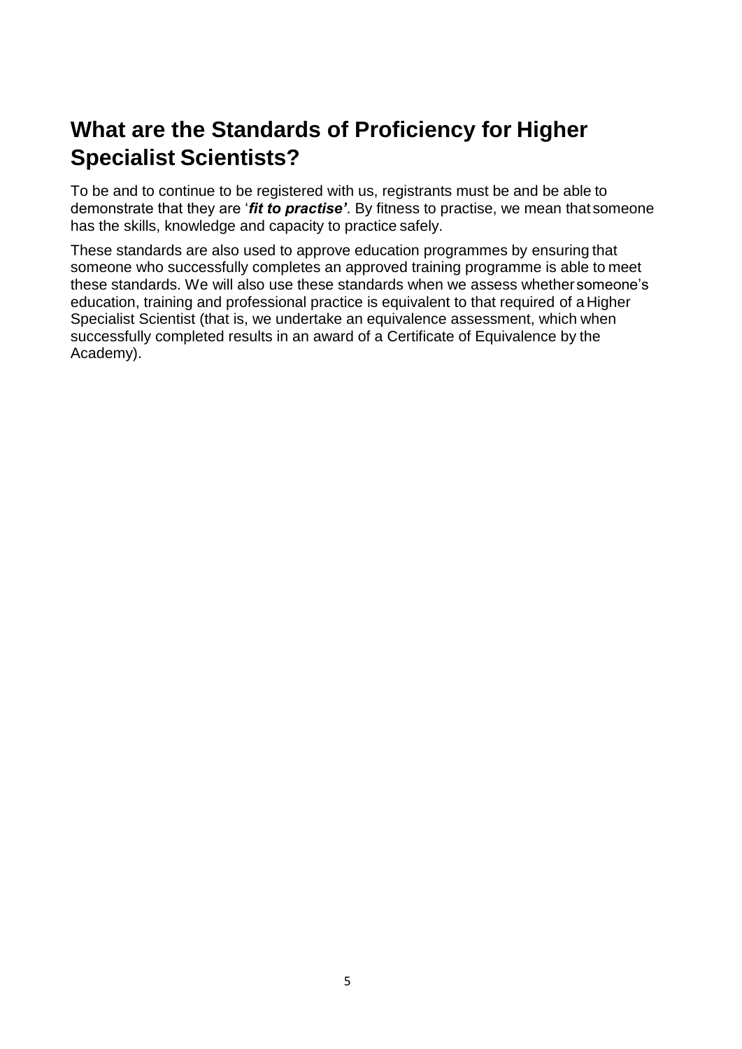# What are the Standards of Proficiency for Higher Specialist Scientists?

To be and to continue to be registered with us, registrants must be and be able to demonstrate that they are '***fit to practise'***. By fitness to practise, we mean that someone has the skills, knowledge and capacity to practice safely.

These standards are also used to approve education programmes by ensuring that someone who successfully completes an approved training programme is able to meet these standards. We will also use these standards when we assess whether someone's education, training and professional practice is equivalent to that required of a Higher Specialist Scientist (that is, we undertake an equivalence assessment, which when successfully completed results in an award of a Certificate of Equivalence by the Academy).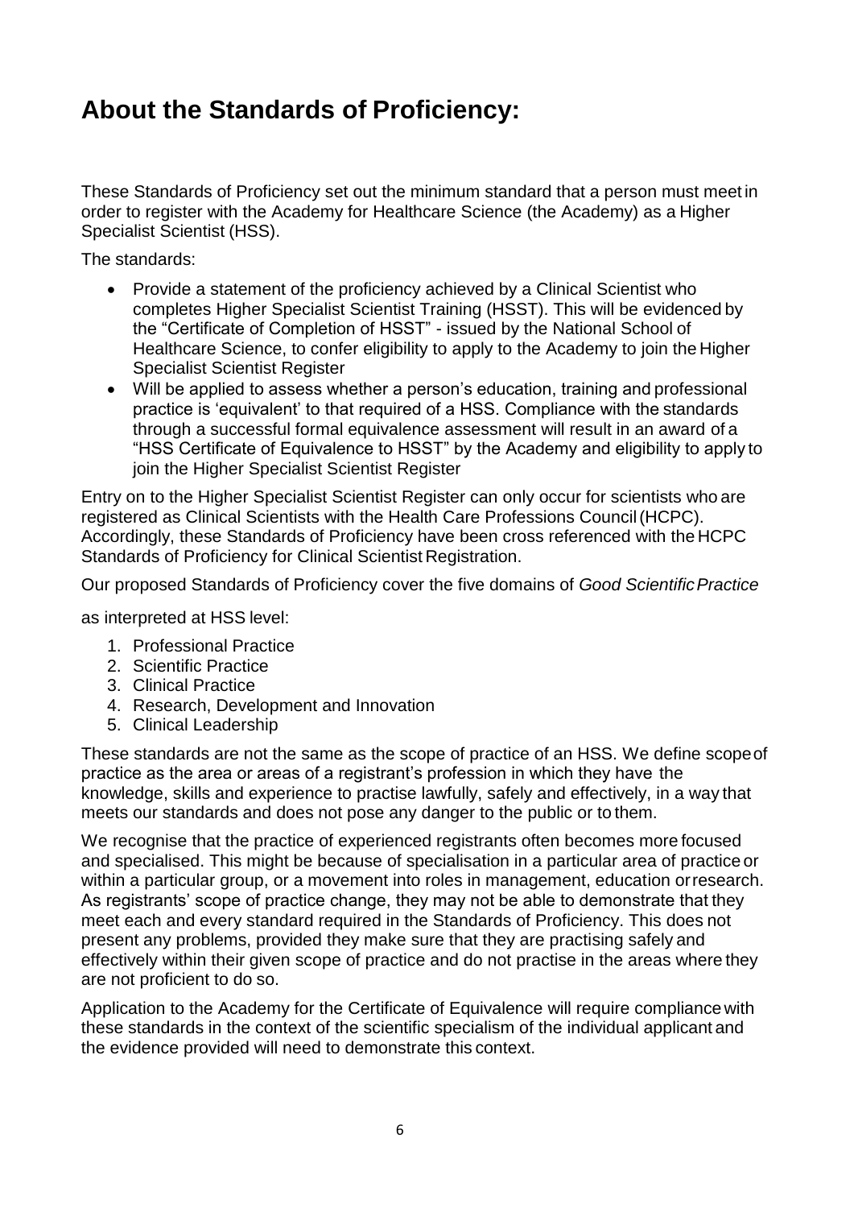# About the Standards of Proficiency:

These Standards of Proficiency set out the minimum standard that a person must meet in order to register with the Academy for Healthcare Science (the Academy) as a Higher Specialist Scientist (HSS).

The standards:

- Provide a statement of the proficiency achieved by a Clinical Scientist who completes Higher Specialist Scientist Training (HSST). This will be evidenced by the "Certificate of Completion of HSST" - issued by the National School of Healthcare Science, to confer eligibility to apply to the Academy to join the Higher Specialist Scientist Register
- Will be applied to assess whether a person's education, training and professional practice is 'equivalent' to that required of a HSS. Compliance with the standards through a successful formal equivalence assessment will result in an award of a "HSS Certificate of Equivalence to HSST" by the Academy and eligibility to apply to join the Higher Specialist Scientist Register

Entry on to the Higher Specialist Scientist Register can only occur for scientists who are registered as Clinical Scientists with the Health Care Professions Council (HCPC). Accordingly, these Standards of Proficiency have been cross referenced with the HCPC Standards of Proficiency for Clinical Scientist Registration.

Our proposed Standards of Proficiency cover the five domains of *Good Scientific Practice*

as interpreted at HSS level:

1. Professional Practice
2. Scientific Practice
3. Clinical Practice
4. Research, Development and Innovation
5. Clinical Leadership

These standards are not the same as the scope of practice of an HSS. We define scope of practice as the area or areas of a registrant's profession in which they have the knowledge, skills and experience to practise lawfully, safely and effectively, in a way that meets our standards and does not pose any danger to the public or to them.

We recognise that the practice of experienced registrants often becomes more focused and specialised. This might be because of specialisation in a particular area of practice or within a particular group, or a movement into roles in management, education or research. As registrants' scope of practice change, they may not be able to demonstrate that they meet each and every standard required in the Standards of Proficiency. This does not present any problems, provided they make sure that they are practising safely and effectively within their given scope of practice and do not practise in the areas where they are not proficient to do so.

Application to the Academy for the Certificate of Equivalence will require compliance with these standards in the context of the scientific specialism of the individual applicant and the evidence provided will need to demonstrate this context.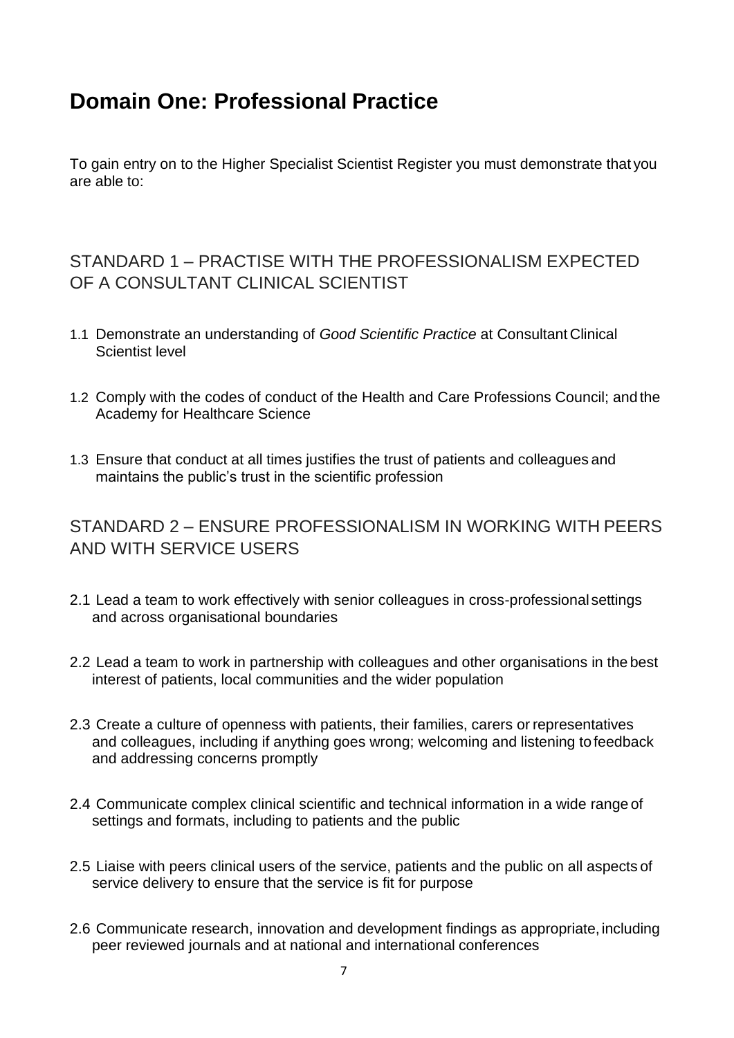# Domain One: Professional Practice

To gain entry on to the Higher Specialist Scientist Register you must demonstrate that you are able to:

## STANDARD 1 – PRACTISE WITH THE PROFESSIONALISM EXPECTED OF A CONSULTANT CLINICAL SCIENTIST

1.1 Demonstrate an understanding of *Good Scientific Practice* at Consultant Clinical Scientist level

1.2 Comply with the codes of conduct of the Health and Care Professions Council; and the Academy for Healthcare Science

1.3 Ensure that conduct at all times justifies the trust of patients and colleagues and maintains the public's trust in the scientific profession

## STANDARD 2 – ENSURE PROFESSIONALISM IN WORKING WITH PEERS AND WITH SERVICE USERS

2.1 Lead a team to work effectively with senior colleagues in cross-professional settings and across organisational boundaries

2.2 Lead a team to work in partnership with colleagues and other organisations in the best interest of patients, local communities and the wider population

2.3 Create a culture of openness with patients, their families, carers or representatives and colleagues, including if anything goes wrong; welcoming and listening to feedback and addressing concerns promptly

2.4 Communicate complex clinical scientific and technical information in a wide range of settings and formats, including to patients and the public

2.5 Liaise with peers clinical users of the service, patients and the public on all aspects of service delivery to ensure that the service is fit for purpose

2.6 Communicate research, innovation and development findings as appropriate, including peer reviewed journals and at national and international conferences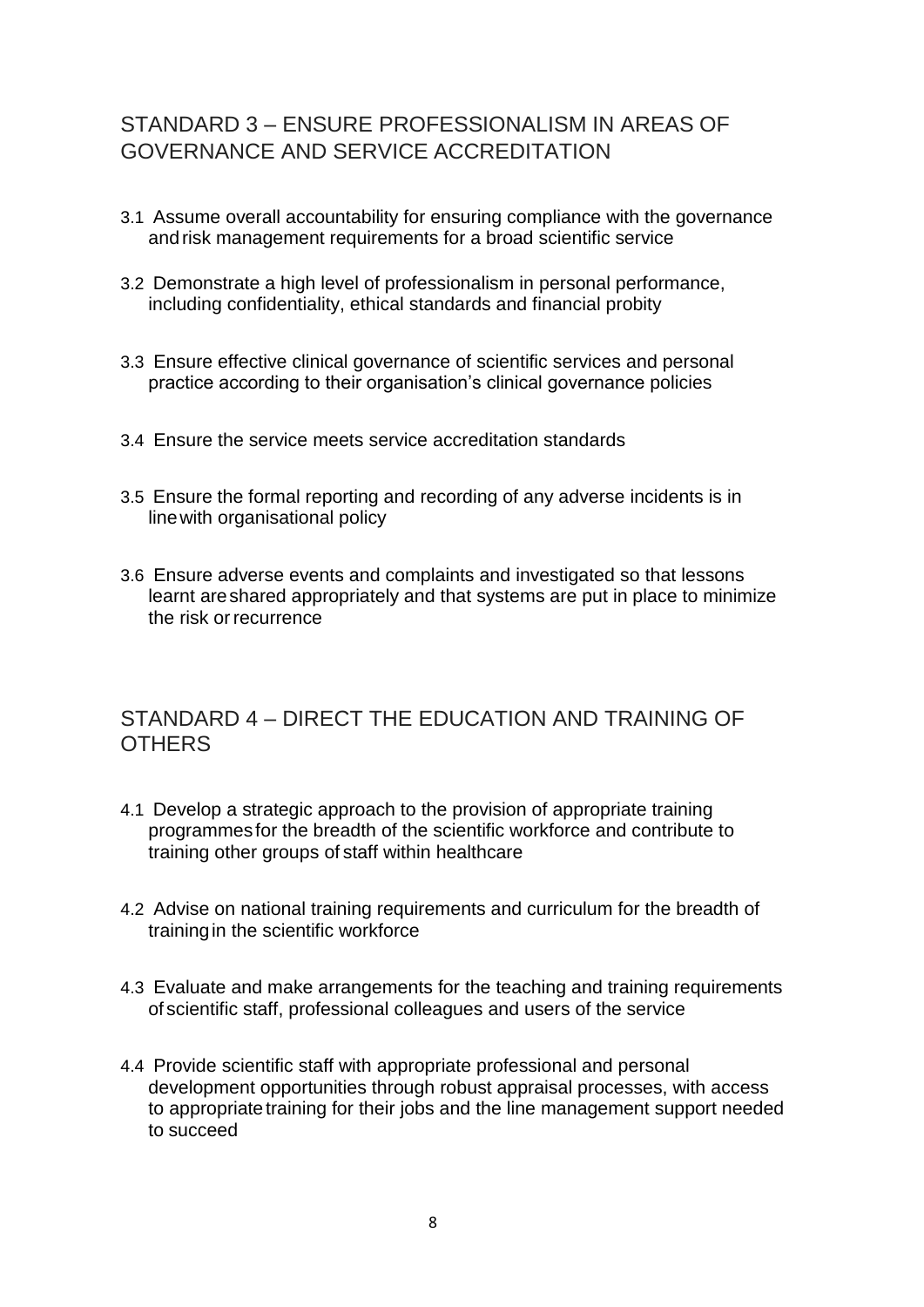## STANDARD 3 – ENSURE PROFESSIONALISM IN AREAS OF GOVERNANCE AND SERVICE ACCREDITATION

3.1 Assume overall accountability for ensuring compliance with the governance and risk management requirements for a broad scientific service

3.2 Demonstrate a high level of professionalism in personal performance, including confidentiality, ethical standards and financial probity

3.3 Ensure effective clinical governance of scientific services and personal practice according to their organisation's clinical governance policies

3.4 Ensure the service meets service accreditation standards

3.5 Ensure the formal reporting and recording of any adverse incidents is in line with organisational policy

3.6 Ensure adverse events and complaints and investigated so that lessons learnt are shared appropriately and that systems are put in place to minimize the risk or recurrence

## STANDARD 4 – DIRECT THE EDUCATION AND TRAINING OF OTHERS

4.1 Develop a strategic approach to the provision of appropriate training programmes for the breadth of the scientific workforce and contribute to training other groups of staff within healthcare

4.2 Advise on national training requirements and curriculum for the breadth of training in the scientific workforce

4.3 Evaluate and make arrangements for the teaching and training requirements of scientific staff, professional colleagues and users of the service

4.4 Provide scientific staff with appropriate professional and personal development opportunities through robust appraisal processes, with access to appropriate training for their jobs and the line management support needed to succeed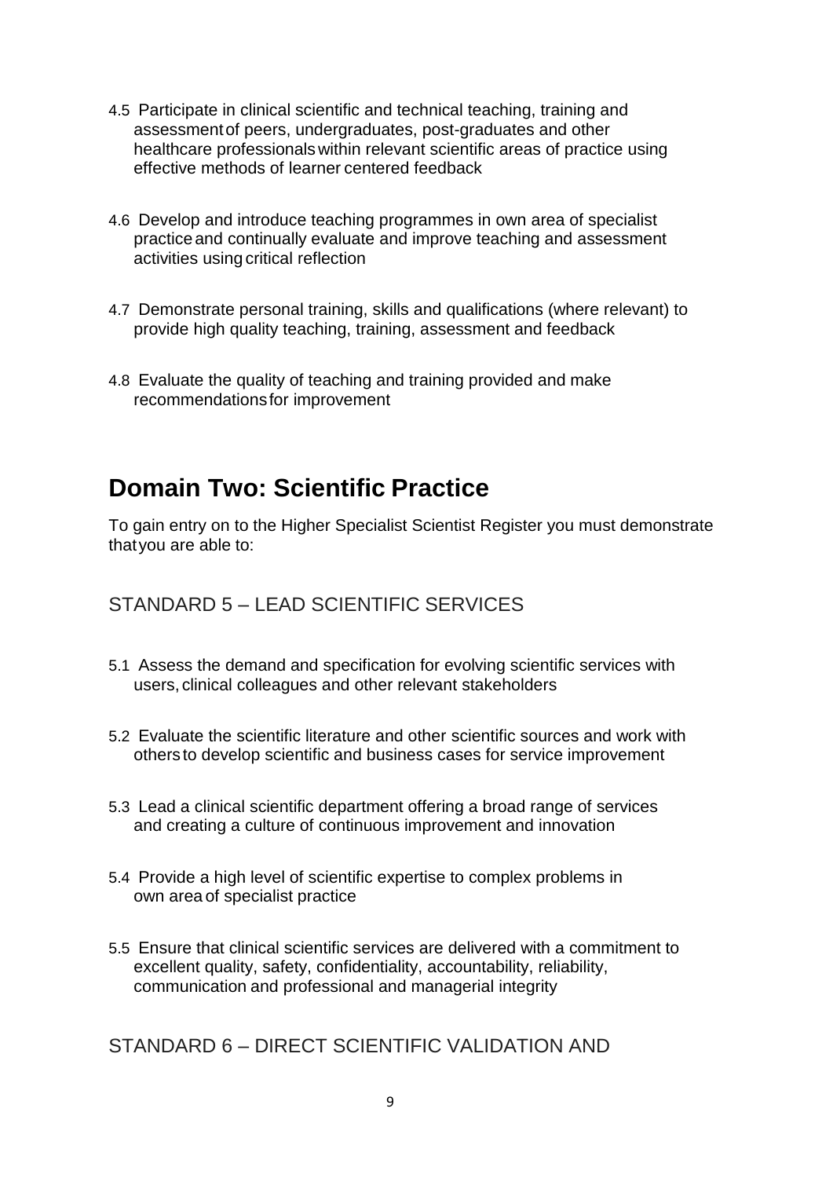4.5 Participate in clinical scientific and technical teaching, training and assessment of peers, undergraduates, post-graduates and other healthcare professionals within relevant scientific areas of practice using effective methods of learner centered feedback

4.6 Develop and introduce teaching programmes in own area of specialist practice and continually evaluate and improve teaching and assessment activities using critical reflection

4.7 Demonstrate personal training, skills and qualifications (where relevant) to provide high quality teaching, training, assessment and feedback

4.8 Evaluate the quality of teaching and training provided and make recommendations for improvement

## Domain Two: Scientific Practice

To gain entry on to the Higher Specialist Scientist Register you must demonstrate that you are able to:

### STANDARD 5 – LEAD SCIENTIFIC SERVICES

5.1 Assess the demand and specification for evolving scientific services with users, clinical colleagues and other relevant stakeholders

5.2 Evaluate the scientific literature and other scientific sources and work with others to develop scientific and business cases for service improvement

5.3 Lead a clinical scientific department offering a broad range of services and creating a culture of continuous improvement and innovation

5.4 Provide a high level of scientific expertise to complex problems in own area of specialist practice

5.5 Ensure that clinical scientific services are delivered with a commitment to excellent quality, safety, confidentiality, accountability, reliability, communication and professional and managerial integrity

### STANDARD 6 – DIRECT SCIENTIFIC VALIDATION AND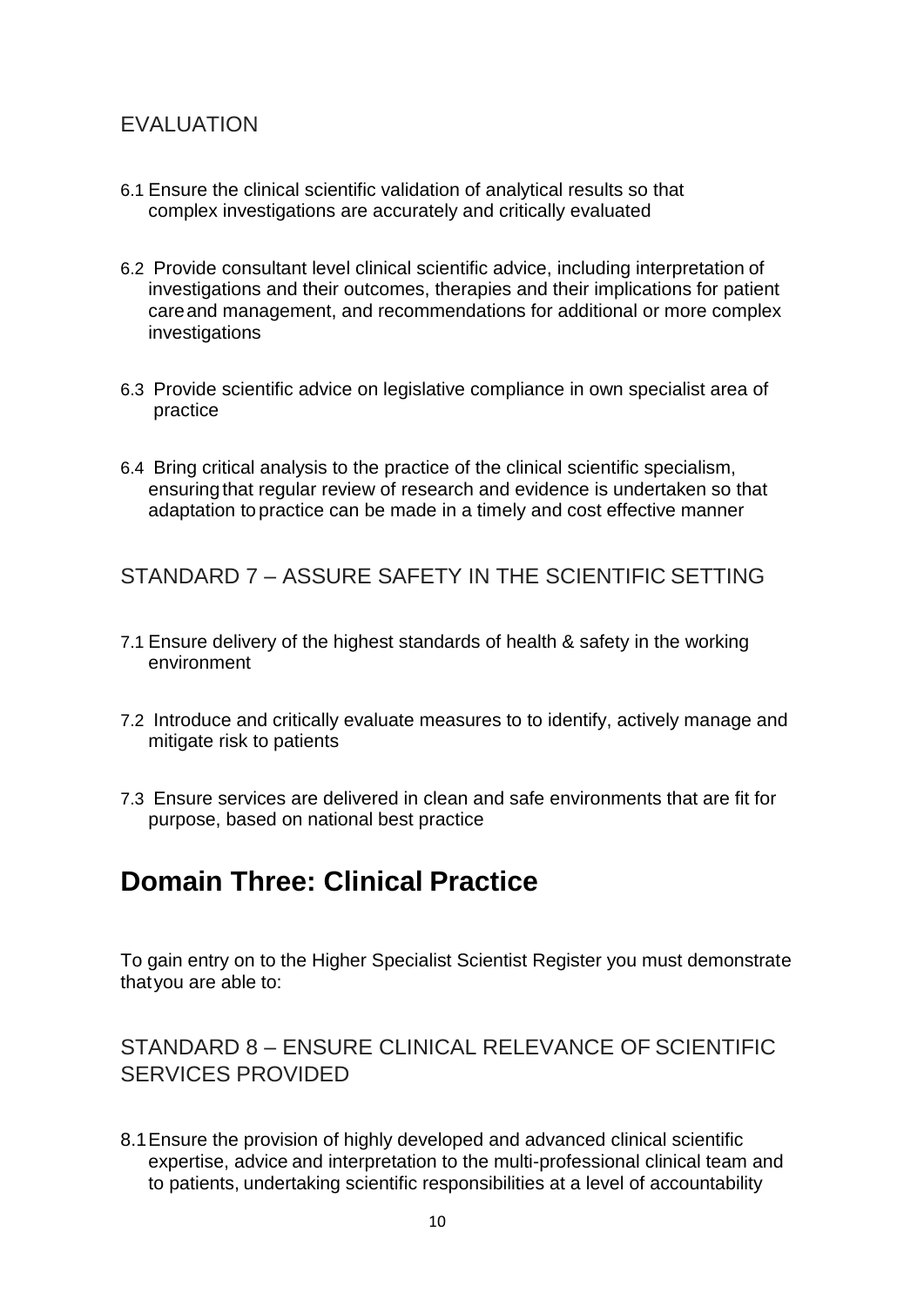## EVALUATION

6.1 Ensure the clinical scientific validation of analytical results so that complex investigations are accurately and critically evaluated

6.2 Provide consultant level clinical scientific advice, including interpretation of investigations and their outcomes, therapies and their implications for patient care and management, and recommendations for additional or more complex investigations

6.3 Provide scientific advice on legislative compliance in own specialist area of practice

6.4 Bring critical analysis to the practice of the clinical scientific specialism, ensuring that regular review of research and evidence is undertaken so that adaptation to practice can be made in a timely and cost effective manner

## STANDARD 7 – ASSURE SAFETY IN THE SCIENTIFIC SETTING

7.1 Ensure delivery of the highest standards of health & safety in the working environment

7.2 Introduce and critically evaluate measures to to identify, actively manage and mitigate risk to patients

7.3 Ensure services are delivered in clean and safe environments that are fit for purpose, based on national best practice

# Domain Three: Clinical Practice

To gain entry on to the Higher Specialist Scientist Register you must demonstrate that you are able to:

## STANDARD 8 – ENSURE CLINICAL RELEVANCE OF SCIENTIFIC SERVICES PROVIDED

8.1 Ensure the provision of highly developed and advanced clinical scientific expertise, advice and interpretation to the multi-professional clinical team and to patients, undertaking scientific responsibilities at a level of accountability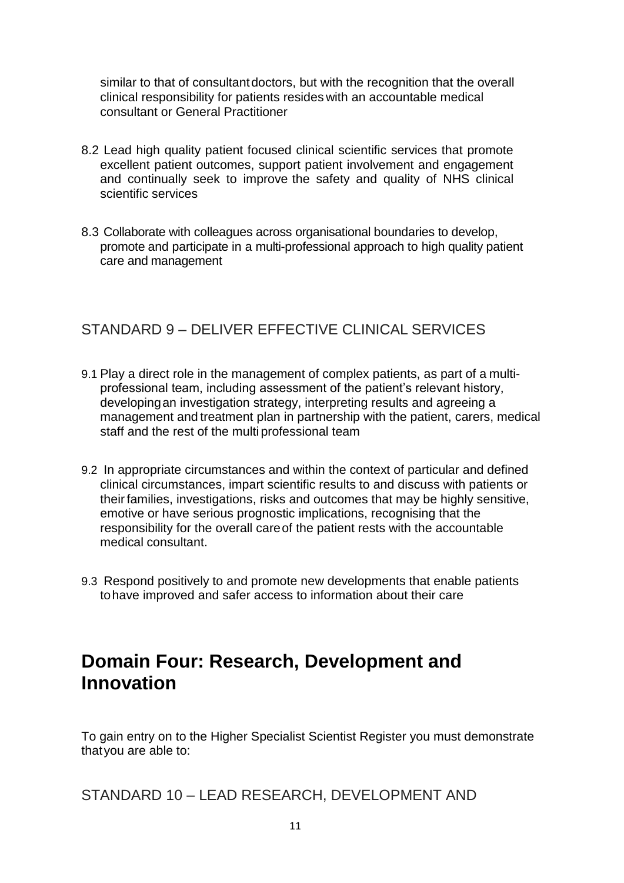similar to that of consultant doctors, but with the recognition that the overall clinical responsibility for patients resides with an accountable medical consultant or General Practitioner

8.2 Lead high quality patient focused clinical scientific services that promote excellent patient outcomes, support patient involvement and engagement and continually seek to improve the safety and quality of NHS clinical scientific services

8.3 Collaborate with colleagues across organisational boundaries to develop, promote and participate in a multi-professional approach to high quality patient care and management

### STANDARD 9 – DELIVER EFFECTIVE CLINICAL SERVICES

9.1 Play a direct role in the management of complex patients, as part of a multi-professional team, including assessment of the patient's relevant history, developing an investigation strategy, interpreting results and agreeing a management and treatment plan in partnership with the patient, carers, medical staff and the rest of the multi professional team

9.2 In appropriate circumstances and within the context of particular and defined clinical circumstances, impart scientific results to and discuss with patients or their families, investigations, risks and outcomes that may be highly sensitive, emotive or have serious prognostic implications, recognising that the responsibility for the overall care of the patient rests with the accountable medical consultant.

9.3 Respond positively to and promote new developments that enable patients to have improved and safer access to information about their care

## Domain Four: Research, Development and Innovation

To gain entry on to the Higher Specialist Scientist Register you must demonstrate that you are able to:

### STANDARD 10 – LEAD RESEARCH, DEVELOPMENT AND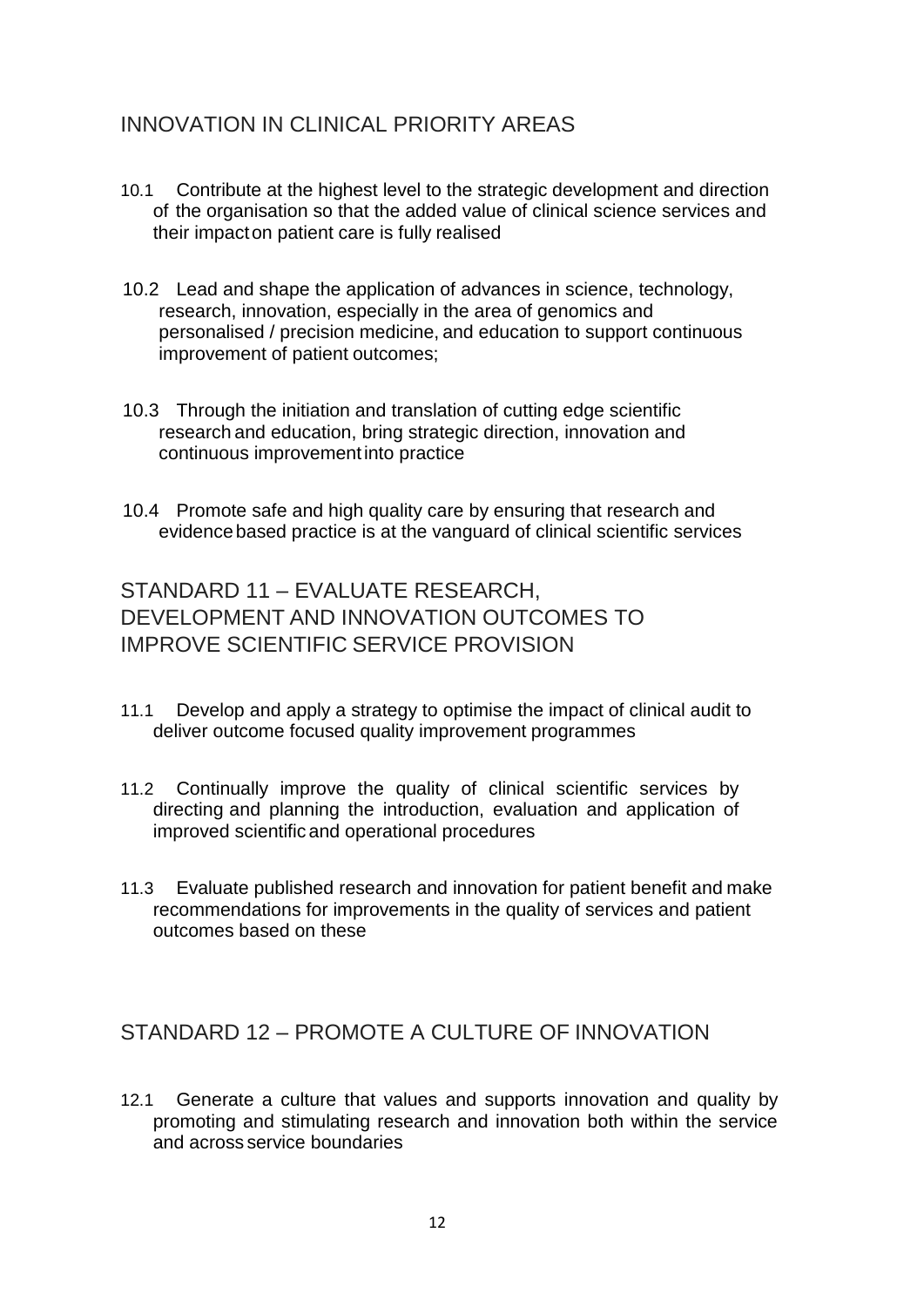## INNOVATION IN CLINICAL PRIORITY AREAS

10.1 Contribute at the highest level to the strategic development and direction of the organisation so that the added value of clinical science services and their impact on patient care is fully realised

10.2 Lead and shape the application of advances in science, technology, research, innovation, especially in the area of genomics and personalised / precision medicine, and education to support continuous improvement of patient outcomes;

10.3 Through the initiation and translation of cutting edge scientific research and education, bring strategic direction, innovation and continuous improvement into practice

10.4 Promote safe and high quality care by ensuring that research and evidence based practice is at the vanguard of clinical scientific services

## STANDARD 11 – EVALUATE RESEARCH, DEVELOPMENT AND INNOVATION OUTCOMES TO IMPROVE SCIENTIFIC SERVICE PROVISION

11.1 Develop and apply a strategy to optimise the impact of clinical audit to deliver outcome focused quality improvement programmes

11.2 Continually improve the quality of clinical scientific services by directing and planning the introduction, evaluation and application of improved scientific and operational procedures

11.3 Evaluate published research and innovation for patient benefit and make recommendations for improvements in the quality of services and patient outcomes based on these

## STANDARD 12 – PROMOTE A CULTURE OF INNOVATION

12.1 Generate a culture that values and supports innovation and quality by promoting and stimulating research and innovation both within the service and across service boundaries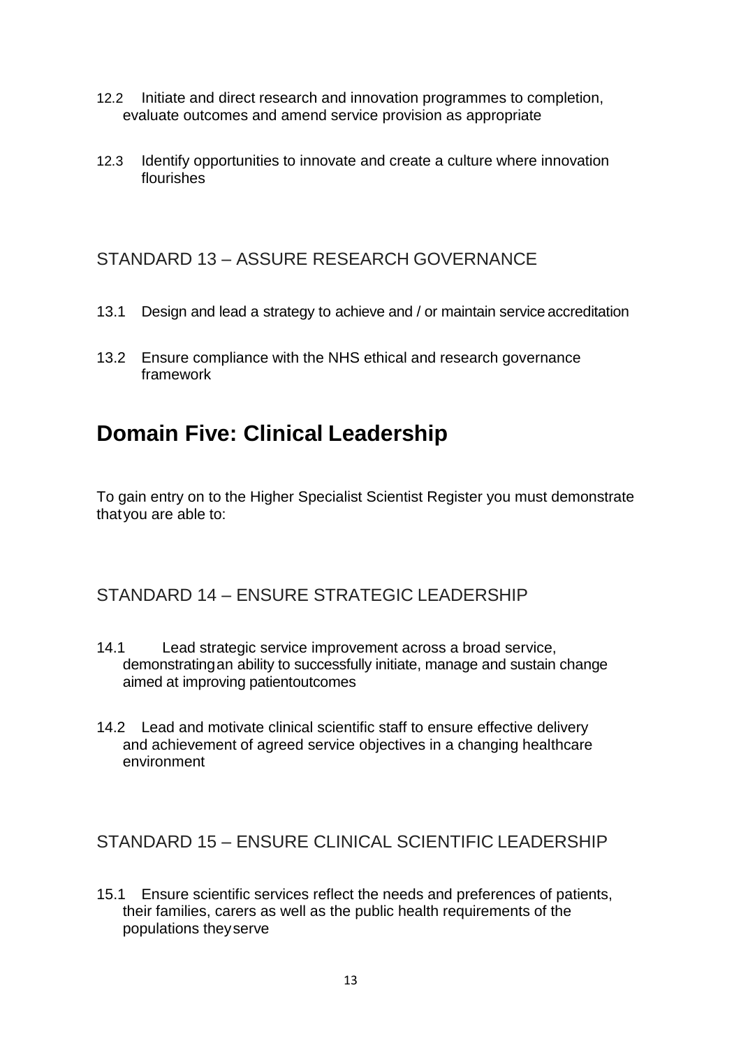12.2 Initiate and direct research and innovation programmes to completion, evaluate outcomes and amend service provision as appropriate

12.3 Identify opportunities to innovate and create a culture where innovation flourishes

### STANDARD 13 – ASSURE RESEARCH GOVERNANCE

13.1 Design and lead a strategy to achieve and / or maintain service accreditation

13.2 Ensure compliance with the NHS ethical and research governance framework

## Domain Five: Clinical Leadership

To gain entry on to the Higher Specialist Scientist Register you must demonstrate that you are able to:

### STANDARD 14 – ENSURE STRATEGIC LEADERSHIP

14.1 Lead strategic service improvement across a broad service, demonstrating an ability to successfully initiate, manage and sustain change aimed at improving patient outcomes

14.2 Lead and motivate clinical scientific staff to ensure effective delivery and achievement of agreed service objectives in a changing healthcare environment

### STANDARD 15 – ENSURE CLINICAL SCIENTIFIC LEADERSHIP

15.1 Ensure scientific services reflect the needs and preferences of patients, their families, carers as well as the public health requirements of the populations they serve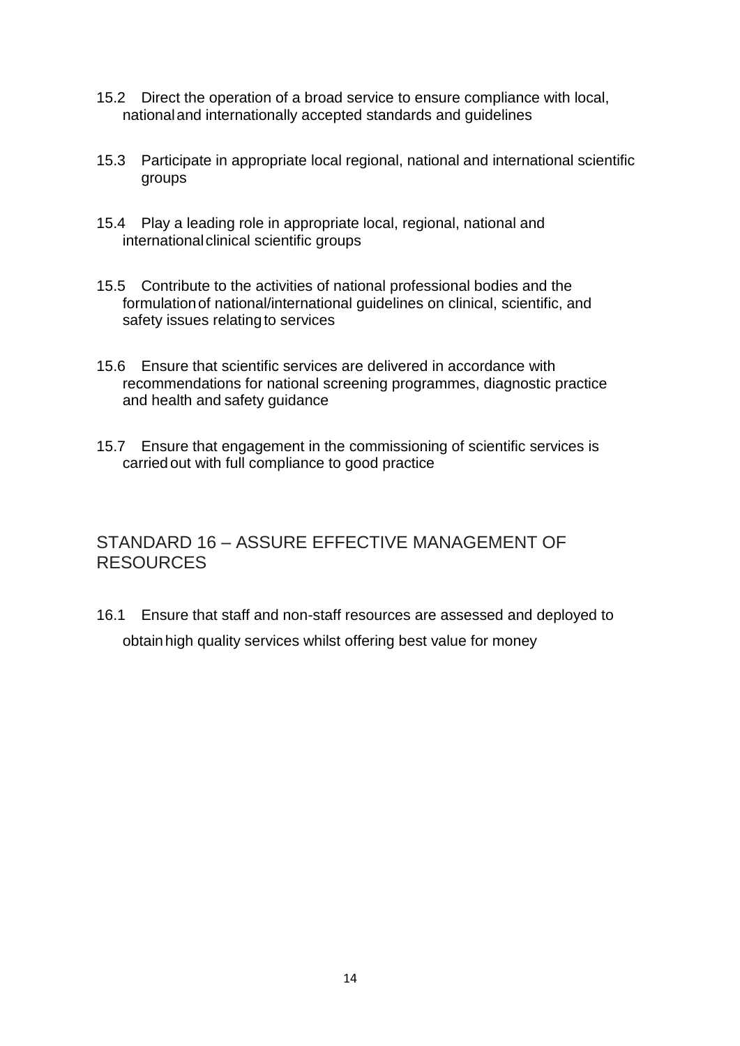15.2 Direct the operation of a broad service to ensure compliance with local, national and internationally accepted standards and guidelines

15.3 Participate in appropriate local regional, national and international scientific groups

15.4 Play a leading role in appropriate local, regional, national and international clinical scientific groups

15.5 Contribute to the activities of national professional bodies and the formulation of national/international guidelines on clinical, scientific, and safety issues relating to services

15.6 Ensure that scientific services are delivered in accordance with recommendations for national screening programmes, diagnostic practice and health and safety guidance

15.7 Ensure that engagement in the commissioning of scientific services is carried out with full compliance to good practice

## STANDARD 16 – ASSURE EFFECTIVE MANAGEMENT OF RESOURCES

16.1 Ensure that staff and non-staff resources are assessed and deployed to obtain high quality services whilst offering best value for money